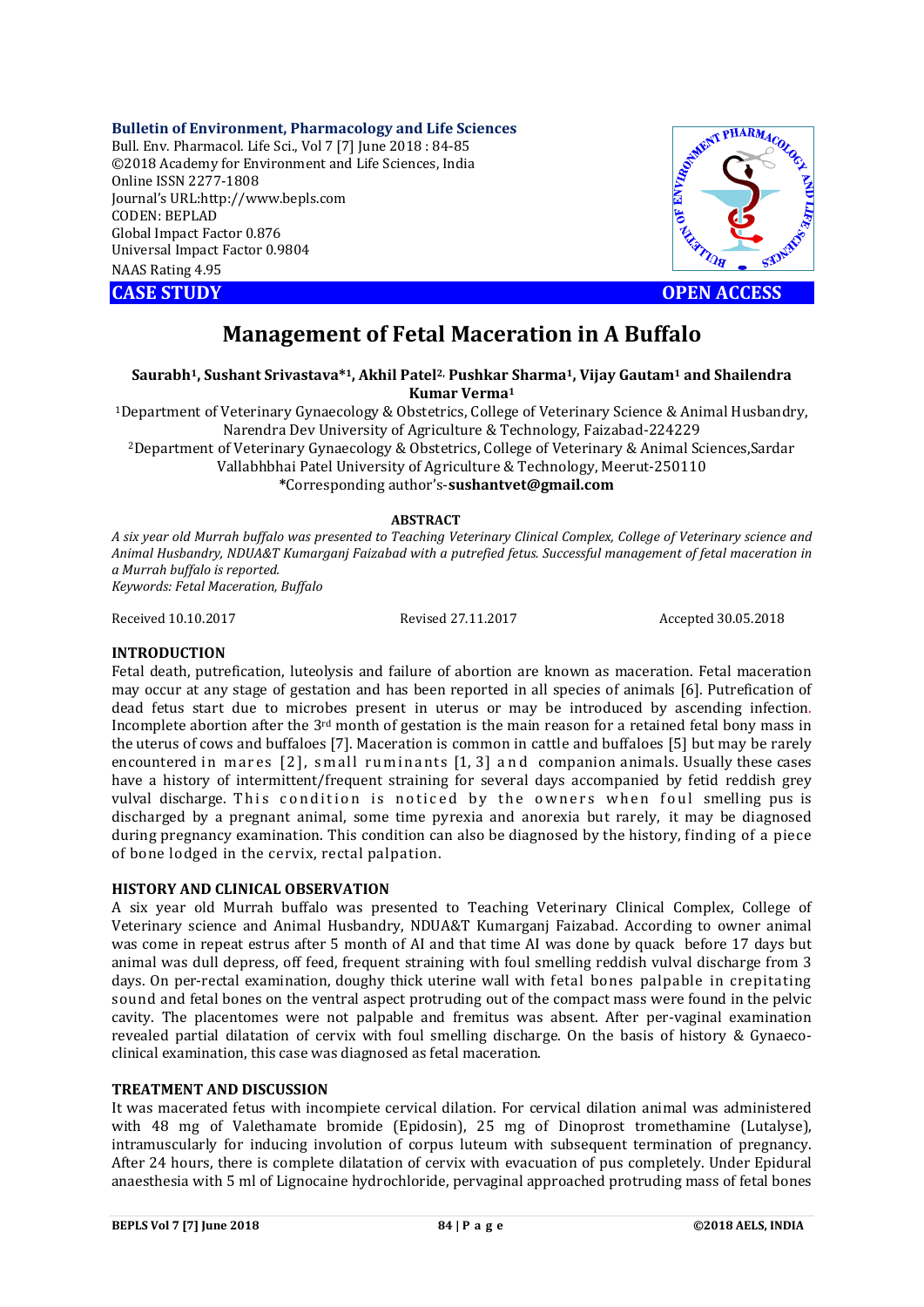Bulletin of Environment, Pharmacology and Life Sciences
Bull. Env. Pharmacol. Life Sci., Vol 7 [7] June 2018 : 84-85
©2018 Academy for Environment and Life Sciences, India
Online ISSN 2277-1808
Journal's URL:http://www.bepls.com
CODEN: BEPLAD
Global Impact Factor 0.876
Universal Impact Factor 0.9804
NAAS Rating 4.95

**CASE STUDY** **OPEN ACCESS**

# Management of Fetal Maceration in A Buffalo

**Saurabh[1], Sushant Srivastava*[1], Akhil Patel[2], Pushkar Sharma[1], Vijay Gautam[1] and Shailendra Kumar Verma[1]**

[1]Department of Veterinary Gynaecology & Obstetrics, College of Veterinary Science & Animal Husbandry, Narendra Dev University of Agriculture & Technology, Faizabad-224229

[2]Department of Veterinary Gynaecology & Obstetrics, College of Veterinary & Animal Sciences,Sardar Vallabhbhai Patel University of Agriculture & Technology, Meerut-250110

*Corresponding author's-**sushantvet@gmail.com**

**ABSTRACT**

*A six year old Murrah buffalo was presented to Teaching Veterinary Clinical Complex, College of Veterinary science and Animal Husbandry, NDUA&T Kumarganj Faizabad with a putrefied fetus. Successful management of fetal maceration in a Murrah buffalo is reported.*

*Keywords: Fetal Maceration, Buffalo*

Received 10.10.2017 Revised 27.11.2017 Accepted 30.05.2018

## INTRODUCTION

Fetal death, putrefication, luteolysis and failure of abortion are known as maceration. Fetal maceration may occur at any stage of gestation and has been reported in all species of animals [6]. Putrefication of dead fetus start due to microbes present in uterus or may be introduced by ascending infection. Incomplete abortion after the 3rd month of gestation is the main reason for a retained fetal bony mass in the uterus of cows and buffaloes [7]. Maceration is common in cattle and buffaloes [5] but may be rarely encountered in mares [2], small ruminants [1, 3] and companion animals. Usually these cases have a history of intermittent/frequent straining for several days accompanied by fetid reddish grey vulval discharge. This condition is noticed by the owners when foul smelling pus is discharged by a pregnant animal, some time pyrexia and anorexia but rarely, it may be diagnosed during pregnancy examination. This condition can also be diagnosed by the history, finding of a piece of bone lodged in the cervix, rectal palpation.

## HISTORY AND CLINICAL OBSERVATION

A six year old Murrah buffalo was presented to Teaching Veterinary Clinical Complex, College of Veterinary science and Animal Husbandry, NDUA&T Kumarganj Faizabad. According to owner animal was come in repeat estrus after 5 month of AI and that time AI was done by quack before 17 days but animal was dull depress, off feed, frequent straining with foul smelling reddish vulval discharge from 3 days. On per-rectal examination, doughy thick uterine wall with fetal bones palpable in crepitating sound and fetal bones on the ventral aspect protruding out of the compact mass were found in the pelvic cavity. The placentomes were not palpable and fremitus was absent. After per-vaginal examination revealed partial dilatation of cervix with foul smelling discharge. On the basis of history & Gynaeco-clinical examination, this case was diagnosed as fetal maceration.

## TREATMENT AND DISCUSSION

It was macerated fetus with incompiete cervical dilation. For cervical dilation animal was administered with 48 mg of Valethamate bromide (Epidosin), 25 mg of Dinoprost tromethamine (Lutalyse), intramuscularly for inducing involution of corpus luteum with subsequent termination of pregnancy. After 24 hours, there is complete dilatation of cervix with evacuation of pus completely. Under Epidural anaesthesia with 5 ml of Lignocaine hydrochloride, pervaginal approached protruding mass of fetal bones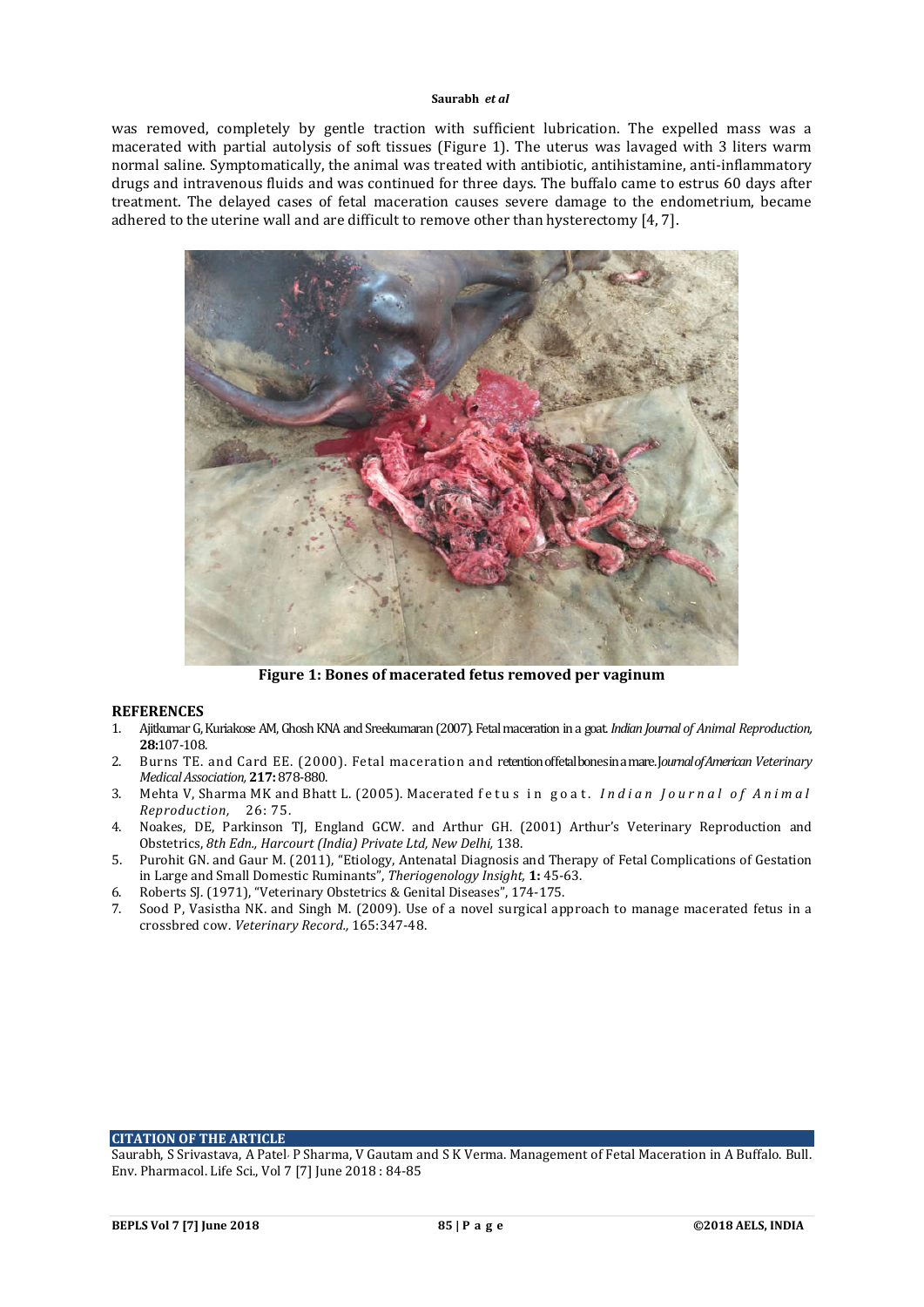was removed, completely by gentle traction with sufficient lubrication. The expelled mass was a macerated with partial autolysis of soft tissues (Figure 1). The uterus was lavaged with 3 liters warm normal saline. Symptomatically, the animal was treated with antibiotic, antihistamine, anti-inflammatory drugs and intravenous fluids and was continued for three days. The buffalo came to estrus 60 days after treatment. The delayed cases of fetal maceration causes severe damage to the endometrium, became adhered to the uterine wall and are difficult to remove other than hysterectomy [4, 7].

**Figure 1: Bones of macerated fetus removed per vaginum**

## REFERENCES

1. Ajitkumar G, Kuriakose AM, Ghosh KNA and Sreekumaran (2007). Fetal maceration in a goat. *Indian Journal of Animal Reproduction,* **28:**107-108.
2. Burns TE. and Card EE. (2000). Fetal maceration and retention of fetal bones in a mare. *Journal of American Veterinary Medical Association,* **217:** 878-880.
3. Mehta V, Sharma MK and Bhatt L. (2005). Macerated fetus in goat. *Indian Journal of Animal Reproduction,* 26: 75.
4. Noakes, DE, Parkinson TJ, England GCW. and Arthur GH. (2001) Arthur's Veterinary Reproduction and Obstetrics, *8th Edn., Harcourt (India) Private Ltd, New Delhi,* 138.
5. Purohit GN. and Gaur M. (2011), "Etiology, Antenatal Diagnosis and Therapy of Fetal Complications of Gestation in Large and Small Domestic Ruminants", *Theriogenology Insight,* **1:** 45-63.
6. Roberts SJ. (1971), "Veterinary Obstetrics & Genital Diseases", 174-175.
7. Sood P, Vasistha NK. and Singh M. (2009). Use of a novel surgical approach to manage macerated fetus in a crossbred cow. *Veterinary Record.,* 165:347-48.

**CITATION OF THE ARTICLE**

Saurabh, S Srivastava, A Patel, P Sharma, V Gautam and S K Verma. Management of Fetal Maceration in A Buffalo. Bull. Env. Pharmacol. Life Sci., Vol 7 [7] June 2018 : 84-85